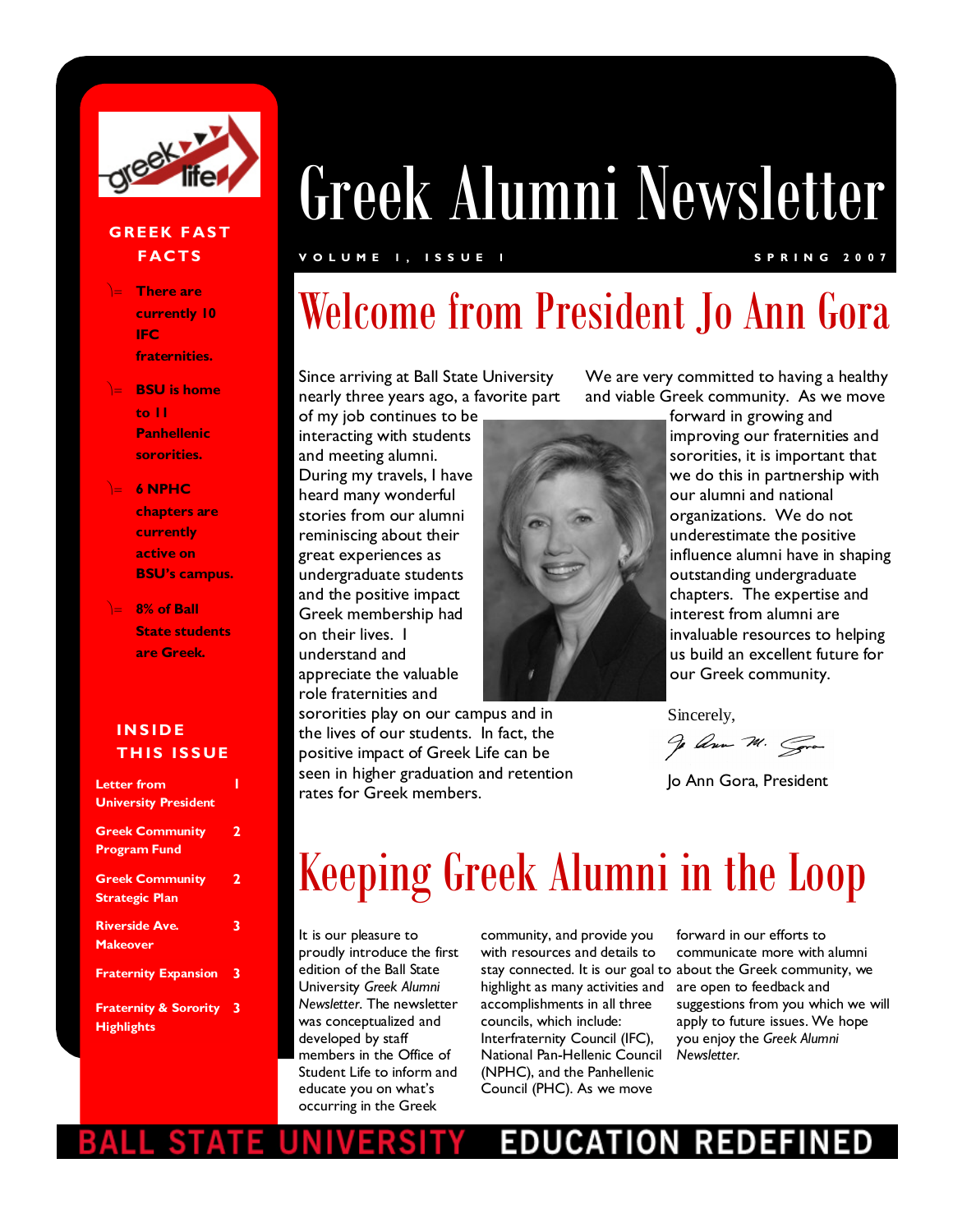# Greek Alumni Newsletter

VOLUME 1, ISSUE 1 — SPRING 2007

## GREEK FAST FACTS

- There are currently 10 IFC fraternities.
- BSU is home to 11 Panhellenic sororities.
- 6 NPHC chapters are currently active on BSU's campus.
- 8% of Ball State students are Greek.

## INSIDE THIS ISSUE

| | |
|---|---|
| Letter from University President | 1 |
| Greek Community Program Fund | 2 |
| Greek Community Strategic Plan | 2 |
| Riverside Ave. Makeover | 3 |
| Fraternity Expansion | 3 |
| Fraternity & Sorority Highlights | 3 |

## Welcome from President Jo Ann Gora

Since arriving at Ball State University nearly three years ago, a favorite part of my job continues to be interacting with students and meeting alumni. During my travels, I have heard many wonderful stories from our alumni reminiscing about their great experiences as undergraduate students and the positive impact Greek membership had on their lives. I understand and appreciate the valuable role fraternities and sororities play on our campus and in the lives of our students. In fact, the positive impact of Greek Life can be seen in higher graduation and retention rates for Greek members.

We are very committed to having a healthy and viable Greek community. As we move forward in growing and improving our fraternities and sororities, it is important that we do this in partnership with our alumni and national organizations. We do not underestimate the positive influence alumni have in shaping outstanding undergraduate chapters. The expertise and interest from alumni are invaluable resources to helping us build an excellent future for our Greek community.

Sincerely,

Jo Ann Gora, President

## Keeping Greek Alumni in the Loop

It is our pleasure to proudly introduce the first edition of the Ball State University *Greek Alumni Newsletter*. The newsletter was conceptualized and developed by staff members in the Office of Student Life to inform and educate you on what's occurring in the Greek community, and provide you with resources and details to stay connected. It is our goal to highlight as many activities and accomplishments in all three councils, which include: Interfraternity Council (IFC), National Pan-Hellenic Council (NPHC), and the Panhellenic Council (PHC). As we move forward in our efforts to communicate more with alumni about the Greek community, we are open to feedback and suggestions from you which we will apply to future issues. We hope you enjoy the *Greek Alumni Newsletter*.

BALL STATE UNIVERSITY EDUCATION REDEFINED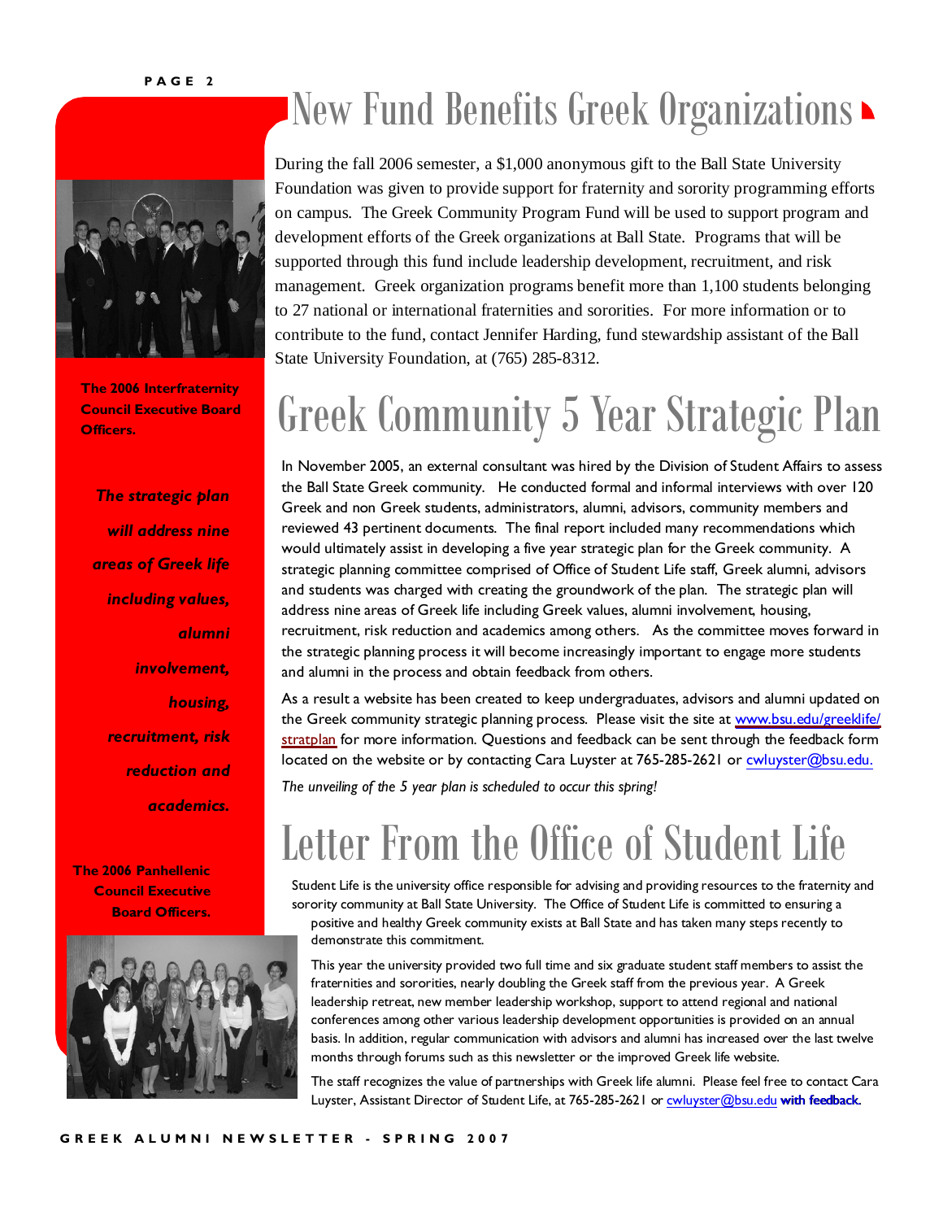# New Fund Benefits Greek Organizations

During the fall 2006 semester, a $1,000 anonymous gift to the Ball State University Foundation was given to provide support for fraternity and sorority programming efforts on campus. The Greek Community Program Fund will be used to support program and development efforts of the Greek organizations at Ball State. Programs that will be supported through this fund include leadership development, recruitment, and risk management. Greek organization programs benefit more than 1,100 students belonging to 27 national or international fraternities and sororities. For more information or to contribute to the fund, contact Jennifer Harding, fund stewardship assistant of the Ball State University Foundation, at (765) 285-8312.

**The 2006 Interfraternity Council Executive Board Officers.**

# Greek Community 5 Year Strategic Plan

In November 2005, an external consultant was hired by the Division of Student Affairs to assess the Ball State Greek community. He conducted formal and informal interviews with over 120 Greek and non Greek students, administrators, alumni, advisors, community members and reviewed 43 pertinent documents. The final report included many recommendations which would ultimately assist in developing a five year strategic plan for the Greek community. A strategic planning committee comprised of Office of Student Life staff, Greek alumni, advisors and students was charged with creating the groundwork of the plan. The strategic plan will address nine areas of Greek life including Greek values, alumni involvement, housing, recruitment, risk reduction and academics among others. As the committee moves forward in the strategic planning process it will become increasingly important to engage more students and alumni in the process and obtain feedback from others.

As a result a website has been created to keep undergraduates, advisors and alumni updated on the Greek community strategic planning process. Please visit the site at www.bsu.edu/greeklife/stratplan for more information. Questions and feedback can be sent through the feedback form located on the website or by contacting Cara Luyster at 765-285-2621 or cwluyster@bsu.edu.

*The unveiling of the 5 year plan is scheduled to occur this spring!*

***The strategic plan will address nine areas of Greek life including values, alumni involvement, housing, recruitment, risk reduction and academics.***

# Letter From the Office of Student Life

Student Life is the university office responsible for advising and providing resources to the fraternity and sorority community at Ball State University. The Office of Student Life is committed to ensuring a positive and healthy Greek community exists at Ball State and has taken many steps recently to demonstrate this commitment.

This year the university provided two full time and six graduate student staff members to assist the fraternities and sororities, nearly doubling the Greek staff from the previous year. A Greek leadership retreat, new member leadership workshop, support to attend regional and national conferences among other various leadership development opportunities is provided on an annual basis. In addition, regular communication with advisors and alumni has increased over the last twelve months through forums such as this newsletter or the improved Greek life website.

The staff recognizes the value of partnerships with Greek life alumni. Please feel free to contact Cara Luyster, Assistant Director of Student Life, at 765-285-2621 or cwluyster@bsu.edu **with feedback.**

**The 2006 Panhellenic Council Executive Board Officers.**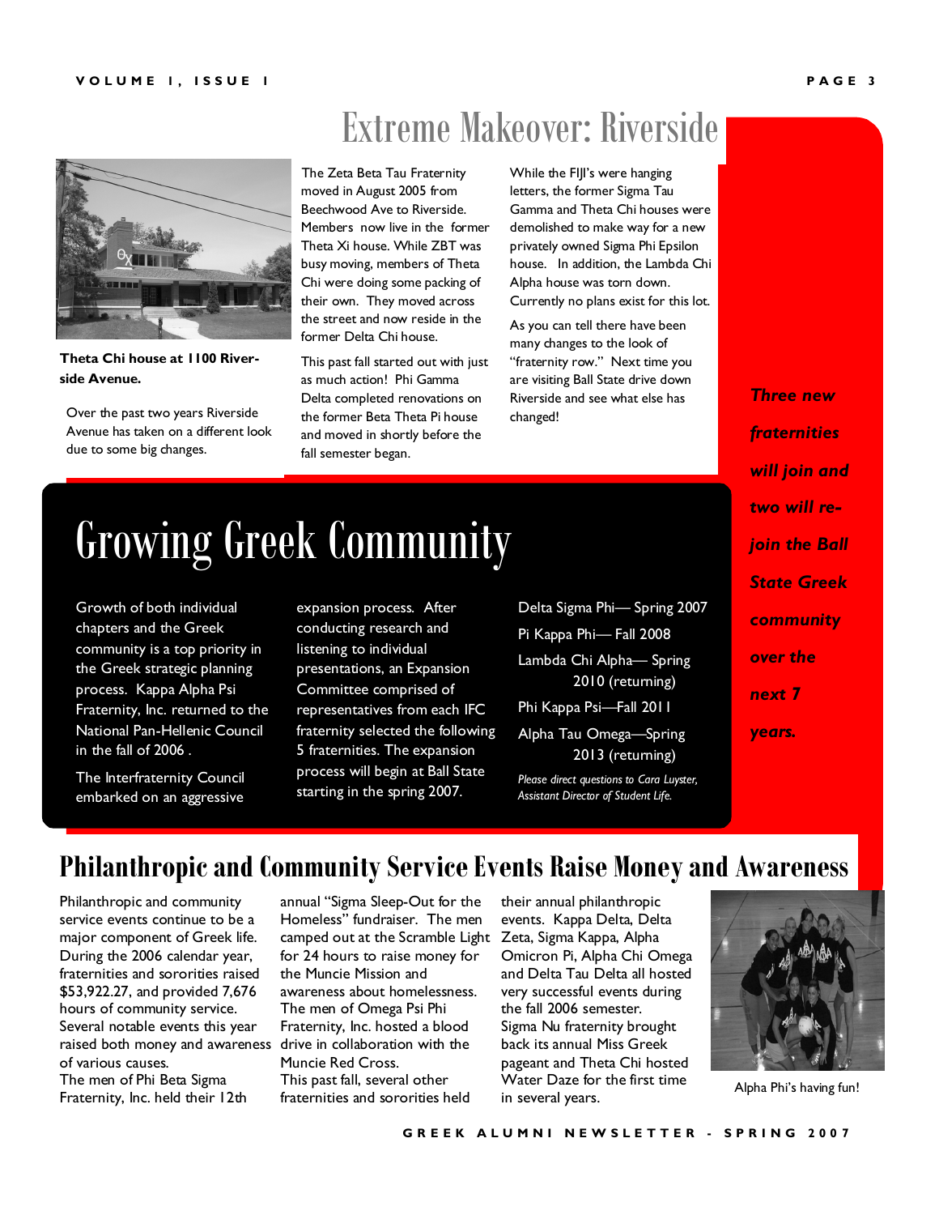# Extreme Makeover: Riverside

**Theta Chi house at 1100 Riverside Avenue.**

Over the past two years Riverside Avenue has taken on a different look due to some big changes.

The Zeta Beta Tau Fraternity moved in August 2005 from Beechwood Ave to Riverside. Members now live in the former Theta Xi house. While ZBT was busy moving, members of Theta Chi were doing some packing of their own. They moved across the street and now reside in the former Delta Chi house.

This past fall started out with just as much action! Phi Gamma Delta completed renovations on the former Beta Theta Pi house and moved in shortly before the fall semester began.

While the FIJI's were hanging letters, the former Sigma Tau Gamma and Theta Chi houses were demolished to make way for a new privately owned Sigma Phi Epsilon house. In addition, the Lambda Chi Alpha house was torn down. Currently no plans exist for this lot.

As you can tell there have been many changes to the look of "fraternity row." Next time you are visiting Ball State drive down Riverside and see what else has changed!

*Three new fraternities will join and two will re-join the Ball State Greek community over the next 7 years.*

# Growing Greek Community

Growth of both individual chapters and the Greek community is a top priority in the Greek strategic planning process. Kappa Alpha Psi Fraternity, Inc. returned to the National Pan-Hellenic Council in the fall of 2006 .

The Interfraternity Council embarked on an aggressive expansion process. After conducting research and listening to individual presentations, an Expansion Committee comprised of representatives from each IFC fraternity selected the following 5 fraternities. The expansion process will begin at Ball State starting in the spring 2007.

Delta Sigma Phi— Spring 2007

Pi Kappa Phi— Fall 2008

Lambda Chi Alpha— Spring 2010 (returning)

Phi Kappa Psi—Fall 2011

Alpha Tau Omega—Spring 2013 (returning)

*Please direct questions to Cara Luyster, Assistant Director of Student Life.*

# Philanthropic and Community Service Events Raise Money and Awareness

Philanthropic and community service events continue to be a major component of Greek life. During the 2006 calendar year, fraternities and sororities raised $53,922.27, and provided 7,676 hours of community service. Several notable events this year raised both money and awareness of various causes.

The men of Phi Beta Sigma Fraternity, Inc. held their 12th annual "Sigma Sleep-Out for the Homeless" fundraiser. The men camped out at the Scramble Light for 24 hours to raise money for the Muncie Mission and awareness about homelessness. The men of Omega Psi Phi Fraternity, Inc. hosted a blood drive in collaboration with the Muncie Red Cross.

This past fall, several other fraternities and sororities held their annual philanthropic events. Kappa Delta, Delta Zeta, Sigma Kappa, Alpha Omicron Pi, Alpha Chi Omega and Delta Tau Delta all hosted very successful events during the fall 2006 semester. Sigma Nu fraternity brought back its annual Miss Greek pageant and Theta Chi hosted Water Daze for the first time in several years.

Alpha Phi's having fun!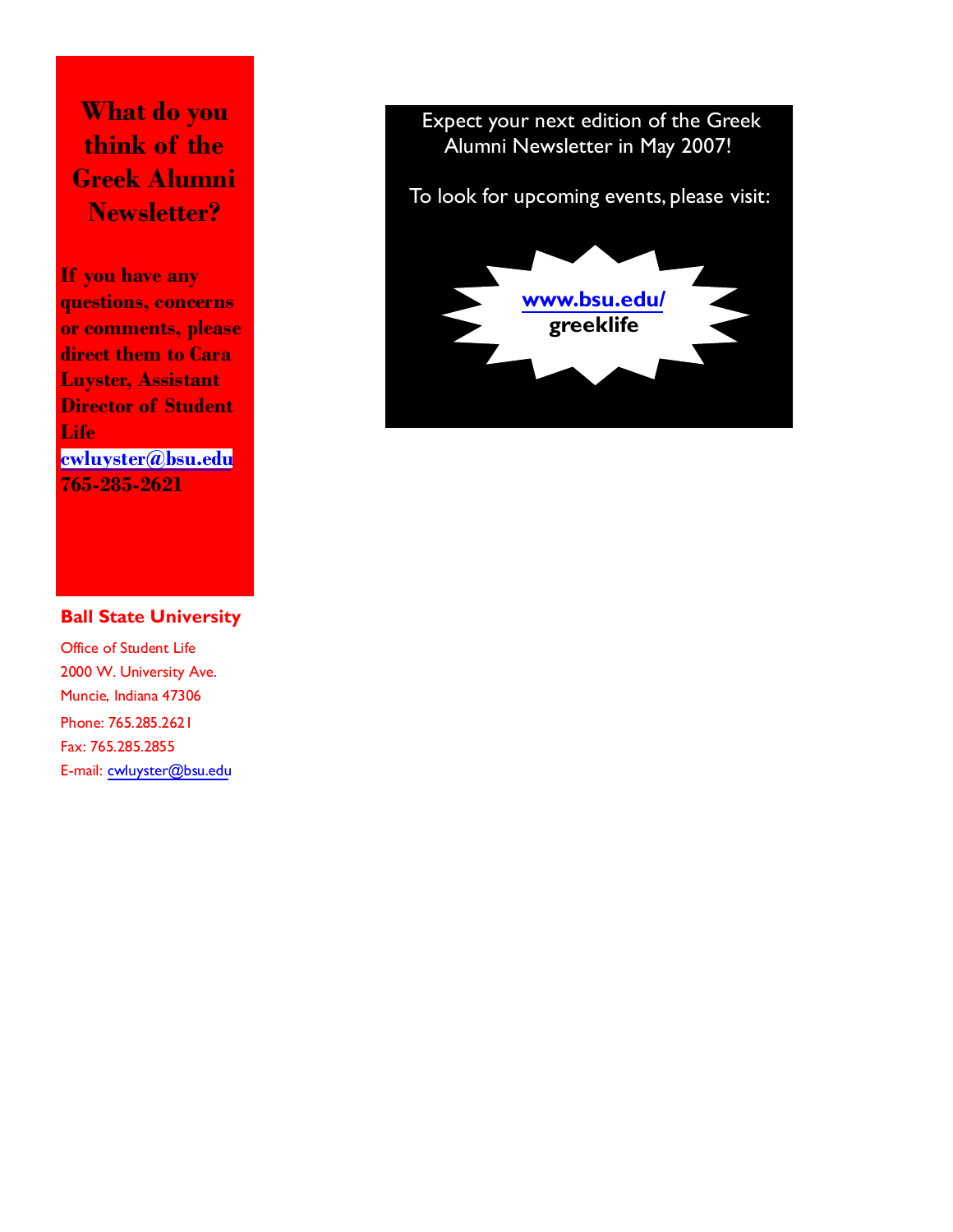## What do you think of the Greek Alumni Newsletter?

**If you have any questions, concerns or comments, please direct them to Cara Luyster, Assistant Director of Student Life**
**cwluyster@bsu.edu**
**765-285-2621**

**Ball State University**

Office of Student Life
2000 W. University Ave.
Muncie, Indiana 47306
Phone: 765.285.2621
Fax: 765.285.2855
E-mail: cwluyster@bsu.edu

Expect your next edition of the Greek Alumni Newsletter in May 2007!

To look for upcoming events, please visit:

**www.bsu.edu/greeklife**